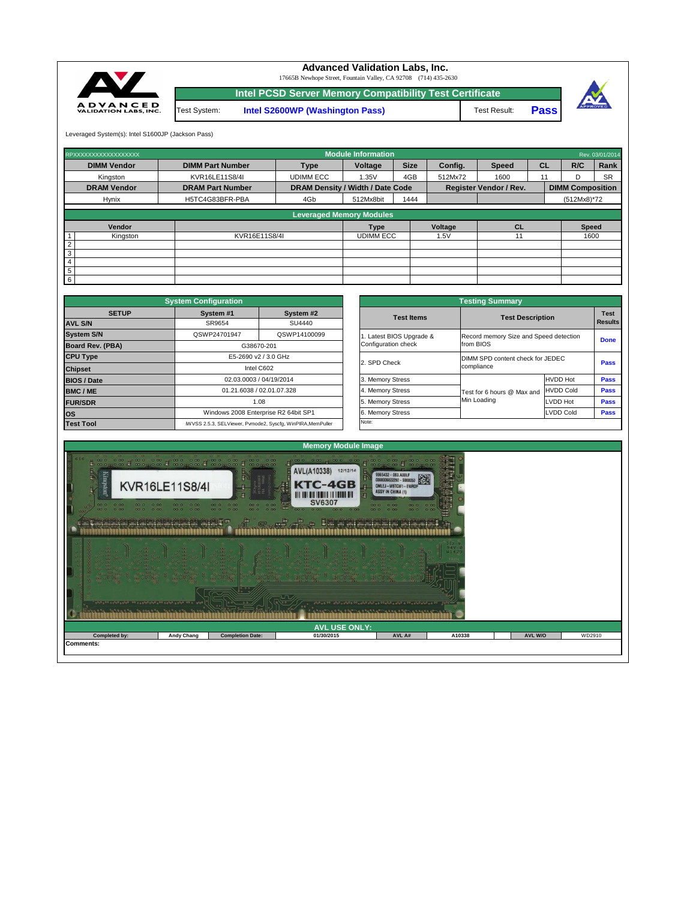# Advanced Validation Labs, Inc.

17665B Newhope Street, Fountain Valley, CA 92708 (714) 435-2630

## Intel PCSD Server Memory Compatibility Test Certificate

| Test System: | Intel S2600WP (Washington Pass) | Test Result: | **Pass** |
|---|---|---|---|

Leveraged System(s): Intel S1600JP (Jackson Pass)

### Module Information

RPXXXXXXXXXXXXXXXXXX — Rev. 03/01/2014

| DIMM Vendor | DIMM Part Number | Type | Voltage | Size | Config. | Speed | CL | R/C | Rank |
|---|---|---|---|---|---|---|---|---|---|
| Kingston | KVR16LE11S8/4I | UDIMM ECC | 1.35V | 4GB | 512Mx72 | 1600 | 11 | D | SR |

| DRAM Vendor | DRAM Part Number | DRAM Density / Width / Date Code | | | Register Vendor / Rev. | | DIMM Composition |
|---|---|---|---|---|---|---|---|
| Hynix | H5TC4G83BFR-PBA | 4Gb | 512Mx8bit | 1444 | | | (512Mx8)*72 |

### Leveraged Memory Modules

| | Vendor | | Type | Voltage | CL | Speed |
|---|---|---|---|---|---|---|
| 1 | Kingston | KVR16E11S8/4I | UDIMM ECC | 1.5V | 11 | 1600 |
| 2 | | | | | | |
| 3 | | | | | | |
| 4 | | | | | | |
| 5 | | | | | | |
| 6 | | | | | | |

### System Configuration

| SETUP | System #1 | System #2 |
|---|---|---|
| AVL S/N | SR9654 | SU4440 |
| System S/N | QSWP24701947 | QSWP14100099 |
| Board Rev. (PBA) | G38670-201 | |
| CPU Type | E5-2690 v2 / 3.0 GHz | |
| Chipset | Intel C602 | |
| BIOS / Date | 02.03.0003 / 04/19/2014 | |
| BMC / ME | 01.21.6038 / 02.01.07.328 | |
| FUR/SDR | 1.08 | |
| OS | Windows 2008 Enterprise R2 64bit SP1 | |
| Test Tool | iWVSS 2.5.3, SELViewer, Pvmode2, Syscfg, WinPIRA,MemPuller | |

### Testing Summary

| Test Items | Test Description | | Test Results |
|---|---|---|---|
| 1. Latest BIOS Upgrade & Configuration check | Record memory Size and Speed detection from BIOS | | **Done** |
| 2. SPD Check | DIMM SPD content check for JEDEC compliance | | **Pass** |
| 3. Memory Stress | Test for 6 hours @ Max and Min Loading | HVDD Hot | **Pass** |
| 4. Memory Stress | | HVDD Cold | **Pass** |
| 5. Memory Stress | | LVDD Hot | **Pass** |
| 6. Memory Stress | | LVDD Cold | **Pass** |
| Note: | | | |

### Memory Module Image

### AVL USE ONLY:

| Completed by: | Andy Chang | Completion Date: | 01/30/2015 | AVL A# | A10338 | AVL W/O | WD2910 |
|---|---|---|---|---|---|---|---|

Comments: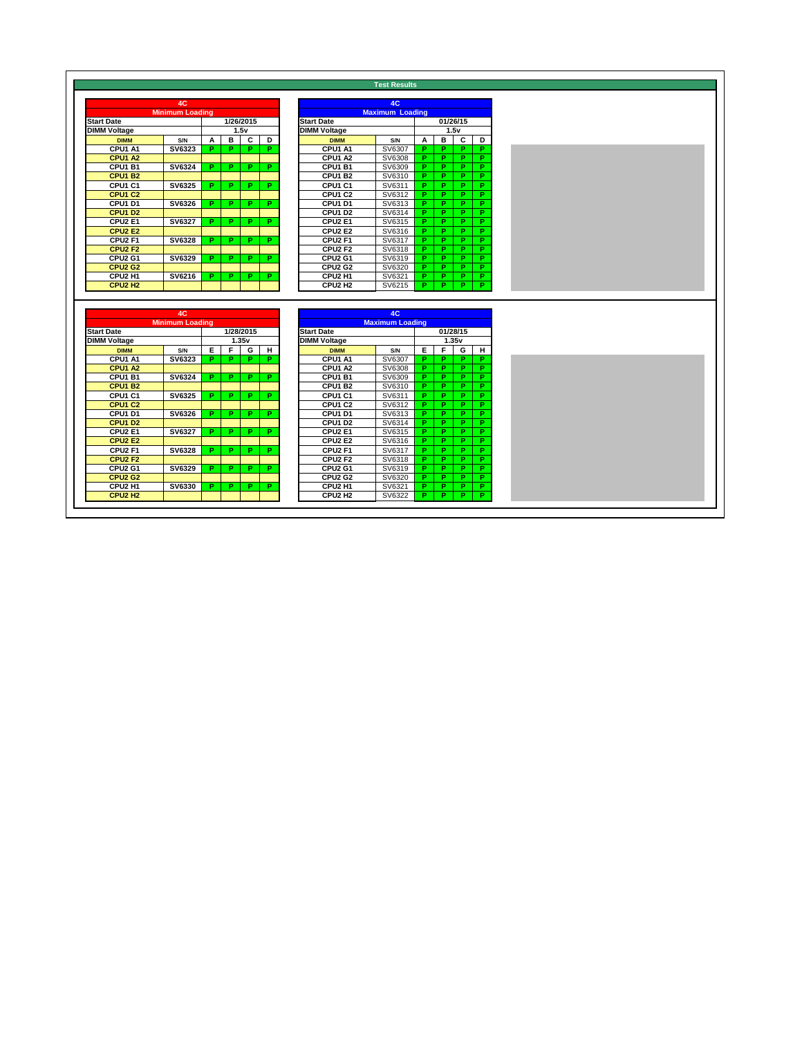# Test Results

| 4C Minimum Loading | | | | | |
|---|---|---|---|---|---|
| Start Date | | 1/26/2015 | | | |
| DIMM Voltage | | 1.5v | | | |
| DIMM | S/N | A | B | C | D |
| CPU1 A1 | SV6323 | P | P | P | P |
| CPU1 A2 | | | | | |
| CPU1 B1 | SV6324 | P | P | P | P |
| CPU1 B2 | | | | | |
| CPU1 C1 | SV6325 | P | P | P | P |
| CPU1 C2 | | | | | |
| CPU1 D1 | SV6326 | P | P | P | P |
| CPU1 D2 | | | | | |
| CPU2 E1 | SV6327 | P | P | P | P |
| CPU2 E2 | | | | | |
| CPU2 F1 | SV6328 | P | P | P | P |
| CPU2 F2 | | | | | |
| CPU2 G1 | SV6329 | P | P | P | P |
| CPU2 G2 | | | | | |
| CPU2 H1 | SV6216 | P | P | P | P |
| CPU2 H2 | | | | | |

| 4C Maximum Loading | | | | | |
|---|---|---|---|---|---|
| Start Date | | 01/26/15 | | | |
| DIMM Voltage | | 1.5v | | | |
| DIMM | S/N | A | B | C | D |
| CPU1 A1 | SV6307 | P | P | P | P |
| CPU1 A2 | SV6308 | P | P | P | P |
| CPU1 B1 | SV6309 | P | P | P | P |
| CPU1 B2 | SV6310 | P | P | P | P |
| CPU1 C1 | SV6311 | P | P | P | P |
| CPU1 C2 | SV6312 | P | P | P | P |
| CPU1 D1 | SV6313 | P | P | P | P |
| CPU1 D2 | SV6314 | P | P | P | P |
| CPU2 E1 | SV6315 | P | P | P | P |
| CPU2 E2 | SV6316 | P | P | P | P |
| CPU2 F1 | SV6317 | P | P | P | P |
| CPU2 F2 | SV6318 | P | P | P | P |
| CPU2 G1 | SV6319 | P | P | P | P |
| CPU2 G2 | SV6320 | P | P | P | P |
| CPU2 H1 | SV6321 | P | P | P | P |
| CPU2 H2 | SV6215 | P | P | P | P |

| 4C Minimum Loading | | | | | |
|---|---|---|---|---|---|
| Start Date | | 1/28/2015 | | | |
| DIMM Voltage | | 1.35v | | | |
| DIMM | S/N | E | F | G | H |
| CPU1 A1 | SV6323 | P | P | P | P |
| CPU1 A2 | | | | | |
| CPU1 B1 | SV6324 | P | P | P | P |
| CPU1 B2 | | | | | |
| CPU1 C1 | SV6325 | P | P | P | P |
| CPU1 C2 | | | | | |
| CPU1 D1 | SV6326 | P | P | P | P |
| CPU1 D2 | | | | | |
| CPU2 E1 | SV6327 | P | P | P | P |
| CPU2 E2 | | | | | |
| CPU2 F1 | SV6328 | P | P | P | P |
| CPU2 F2 | | | | | |
| CPU2 G1 | SV6329 | P | P | P | P |
| CPU2 G2 | | | | | |
| CPU2 H1 | SV6330 | P | P | P | P |
| CPU2 H2 | | | | | |

| 4C Maximum Loading | | | | | |
|---|---|---|---|---|---|
| Start Date | | 01/28/15 | | | |
| DIMM Voltage | | 1.35v | | | |
| DIMM | S/N | E | F | G | H |
| CPU1 A1 | SV6307 | P | P | P | P |
| CPU1 A2 | SV6308 | P | P | P | P |
| CPU1 B1 | SV6309 | P | P | P | P |
| CPU1 B2 | SV6310 | P | P | P | P |
| CPU1 C1 | SV6311 | P | P | P | P |
| CPU1 C2 | SV6312 | P | P | P | P |
| CPU1 D1 | SV6313 | P | P | P | P |
| CPU1 D2 | SV6314 | P | P | P | P |
| CPU2 E1 | SV6315 | P | P | P | P |
| CPU2 E2 | SV6316 | P | P | P | P |
| CPU2 F1 | SV6317 | P | P | P | P |
| CPU2 F2 | SV6318 | P | P | P | P |
| CPU2 G1 | SV6319 | P | P | P | P |
| CPU2 G2 | SV6320 | P | P | P | P |
| CPU2 H1 | SV6321 | P | P | P | P |
| CPU2 H2 | SV6322 | P | P | P | P |